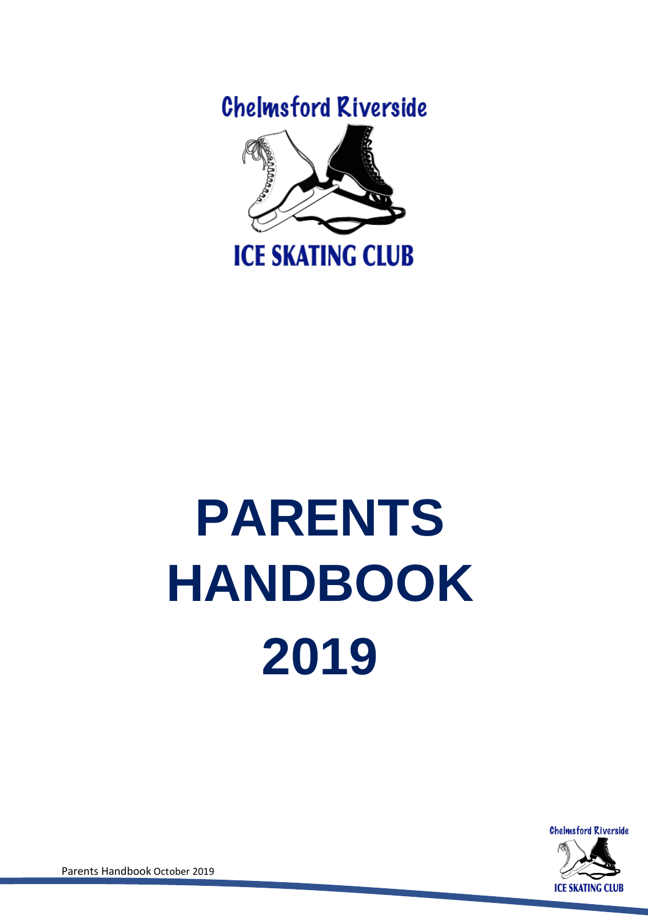Chelmsford Riverside

ICE SKATING CLUB

# PARENTS HANDBOOK 2019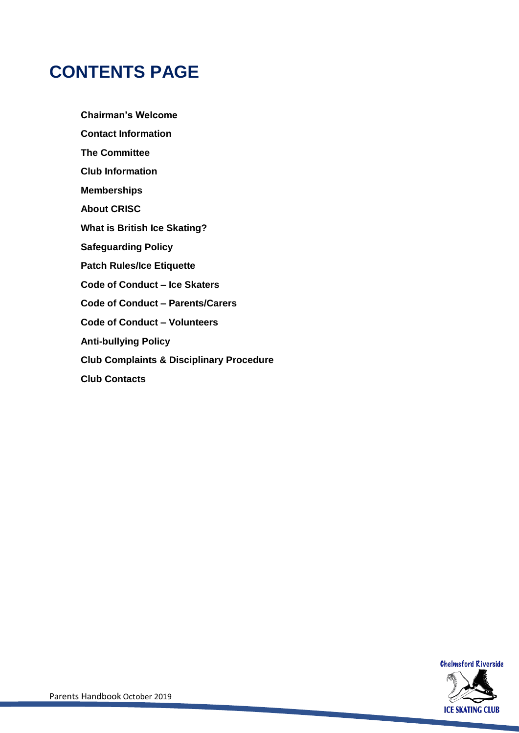# CONTENTS PAGE

**Chairman's Welcome**

**Contact Information**

**The Committee**

**Club Information**

**Memberships**

**About CRISC**

**What is British Ice Skating?**

**Safeguarding Policy**

**Patch Rules/Ice Etiquette**

**Code of Conduct – Ice Skaters**

**Code of Conduct – Parents/Carers**

**Code of Conduct – Volunteers**

**Anti-bullying Policy**

**Club Complaints & Disciplinary Procedure**

**Club Contacts**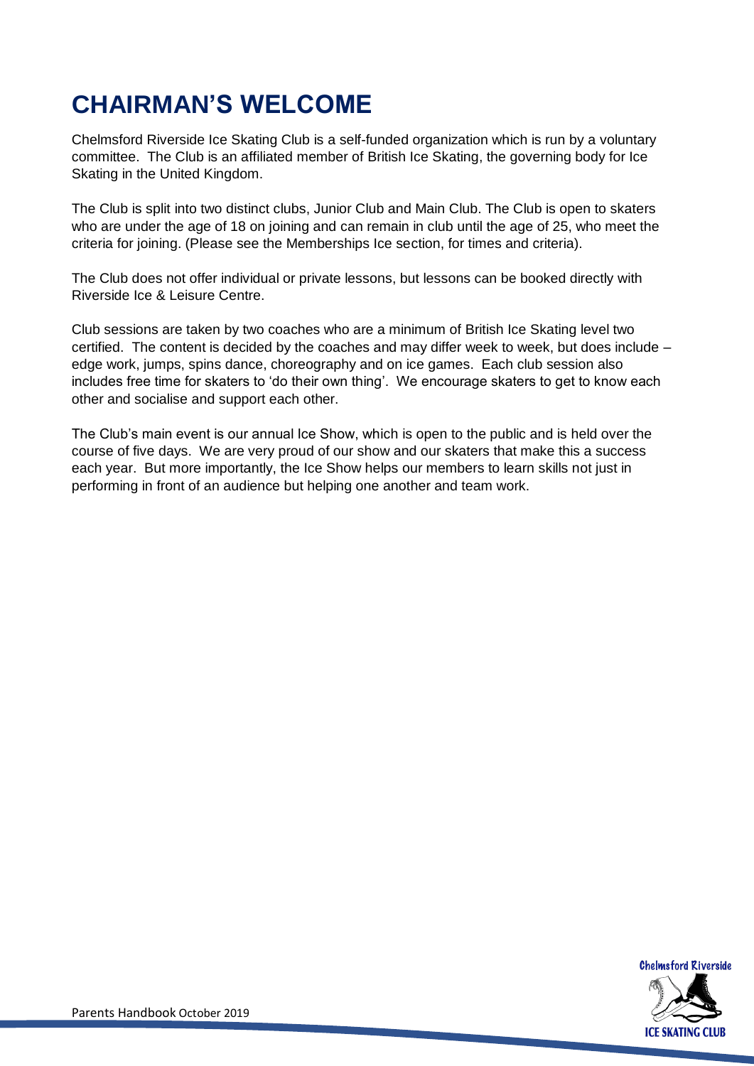# CHAIRMAN'S WELCOME

Chelmsford Riverside Ice Skating Club is a self-funded organization which is run by a voluntary committee. The Club is an affiliated member of British Ice Skating, the governing body for Ice Skating in the United Kingdom.

The Club is split into two distinct clubs, Junior Club and Main Club. The Club is open to skaters who are under the age of 18 on joining and can remain in club until the age of 25, who meet the criteria for joining. (Please see the Memberships Ice section, for times and criteria).

The Club does not offer individual or private lessons, but lessons can be booked directly with Riverside Ice & Leisure Centre.

Club sessions are taken by two coaches who are a minimum of British Ice Skating level two certified. The content is decided by the coaches and may differ week to week, but does include – edge work, jumps, spins dance, choreography and on ice games. Each club session also includes free time for skaters to 'do their own thing'. We encourage skaters to get to know each other and socialise and support each other.

The Club's main event is our annual Ice Show, which is open to the public and is held over the course of five days. We are very proud of our show and our skaters that make this a success each year. But more importantly, the Ice Show helps our members to learn skills not just in performing in front of an audience but helping one another and team work.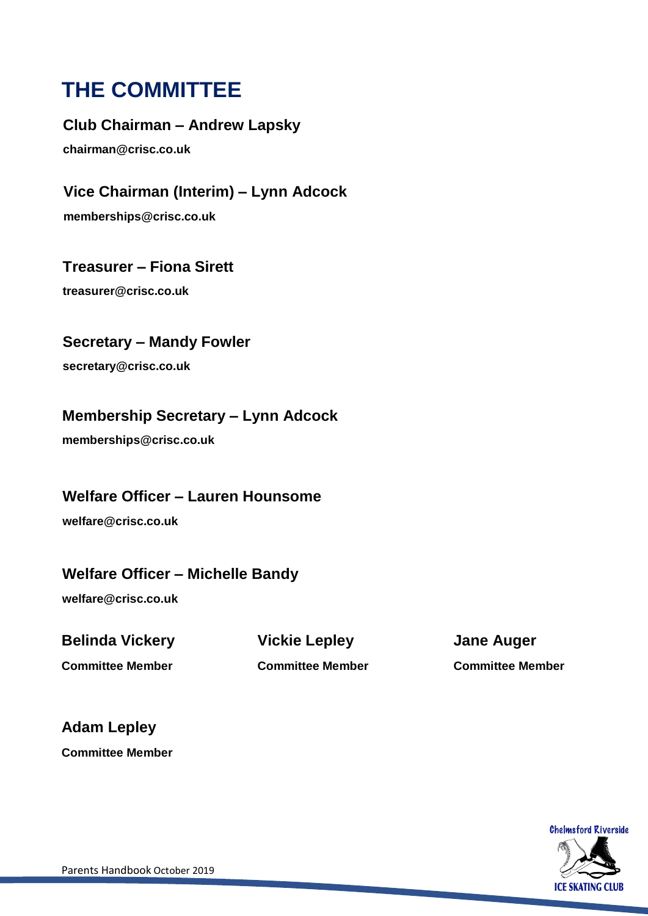# THE COMMITTEE

**Club Chairman – Andrew Lapsky**

**chairman@crisc.co.uk**

**Vice Chairman (Interim) – Lynn Adcock**

**memberships@crisc.co.uk**

**Treasurer – Fiona Sirett**

**treasurer@crisc.co.uk**

**Secretary – Mandy Fowler**

**secretary@crisc.co.uk**

**Membership Secretary – Lynn Adcock**

**memberships@crisc.co.uk**

**Welfare Officer – Lauren Hounsome**

**welfare@crisc.co.uk**

**Welfare Officer – Michelle Bandy**

**welfare@crisc.co.uk**

**Belinda Vickery**

**Committee Member**

**Vickie Lepley**

**Committee Member**

**Jane Auger**

**Committee Member**

**Adam Lepley**

**Committee Member**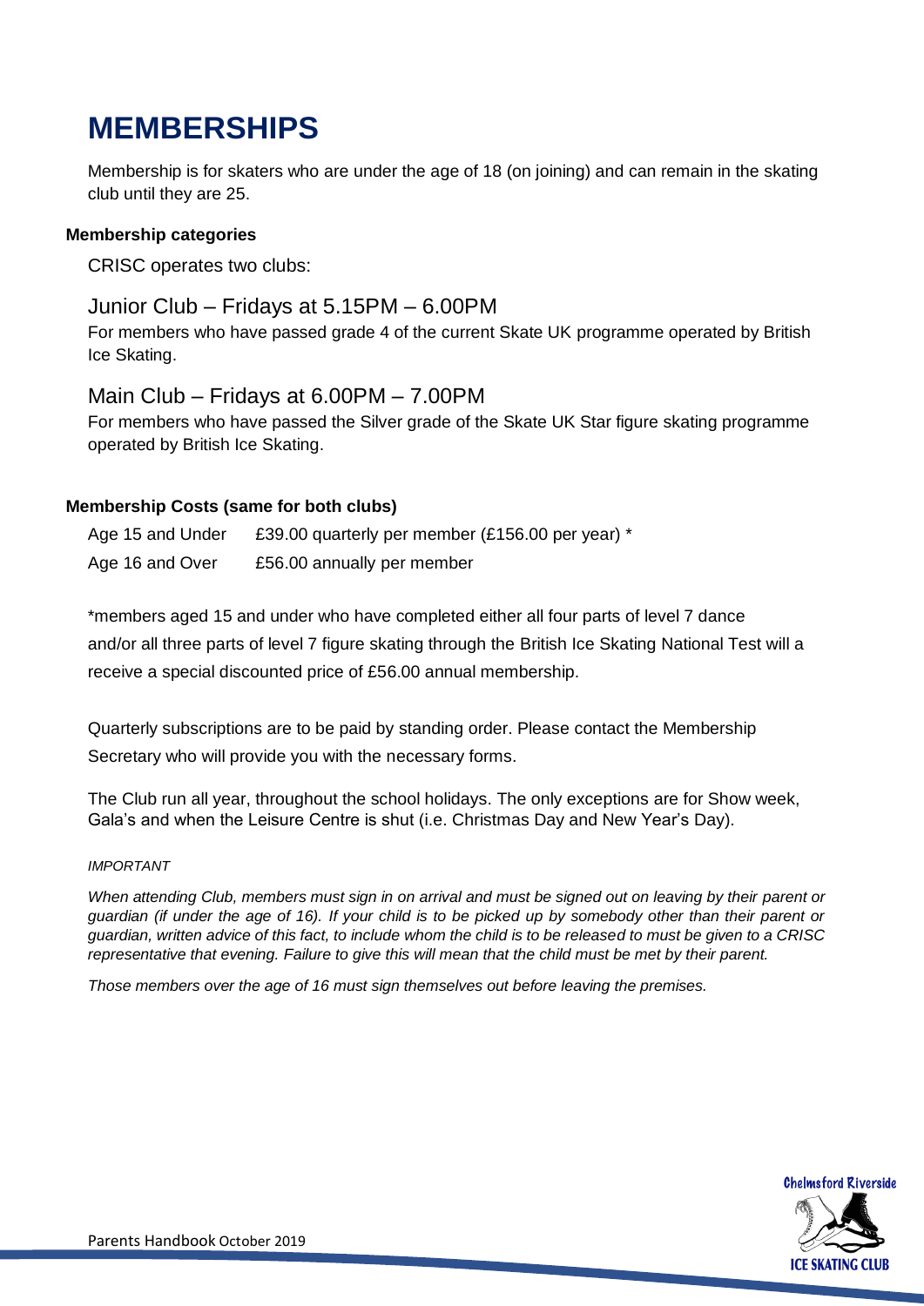# MEMBERSHIPS

Membership is for skaters who are under the age of 18 (on joining) and can remain in the skating club until they are 25.

**Membership categories**

CRISC operates two clubs:

## Junior Club – Fridays at 5.15PM – 6.00PM

For members who have passed grade 4 of the current Skate UK programme operated by British Ice Skating.

## Main Club – Fridays at 6.00PM – 7.00PM

For members who have passed the Silver grade of the Skate UK Star figure skating programme operated by British Ice Skating.

**Membership Costs (same for both clubs)**

| | |
|---|---|
| Age 15 and Under | £39.00 quarterly per member (£156.00 per year) * |
| Age 16 and Over | £56.00 annually per member |

*members aged 15 and under who have completed either all four parts of level 7 dance and/or all three parts of level 7 figure skating through the British Ice Skating National Test will a receive a special discounted price of £56.00 annual membership.

Quarterly subscriptions are to be paid by standing order. Please contact the Membership Secretary who will provide you with the necessary forms.

The Club run all year, throughout the school holidays. The only exceptions are for Show week, Gala's and when the Leisure Centre is shut (i.e. Christmas Day and New Year's Day).

*IMPORTANT*

*When attending Club, members must sign in on arrival and must be signed out on leaving by their parent or guardian (if under the age of 16). If your child is to be picked up by somebody other than their parent or guardian, written advice of this fact, to include whom the child is to be released to must be given to a CRISC representative that evening. Failure to give this will mean that the child must be met by their parent.*

*Those members over the age of 16 must sign themselves out before leaving the premises.*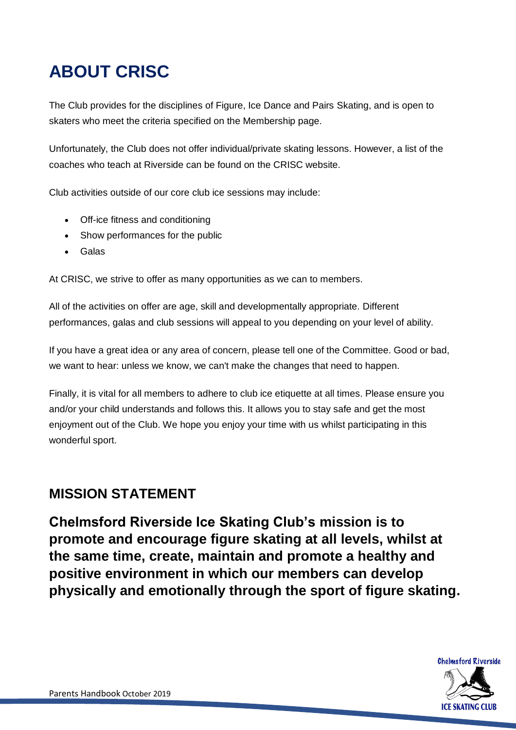# ABOUT CRISC

The Club provides for the disciplines of Figure, Ice Dance and Pairs Skating, and is open to skaters who meet the criteria specified on the Membership page.

Unfortunately, the Club does not offer individual/private skating lessons. However, a list of the coaches who teach at Riverside can be found on the CRISC website.

Club activities outside of our core club ice sessions may include:

- Off-ice fitness and conditioning
- Show performances for the public
- Galas

At CRISC, we strive to offer as many opportunities as we can to members.

All of the activities on offer are age, skill and developmentally appropriate. Different performances, galas and club sessions will appeal to you depending on your level of ability.

If you have a great idea or any area of concern, please tell one of the Committee. Good or bad, we want to hear: unless we know, we can't make the changes that need to happen.

Finally, it is vital for all members to adhere to club ice etiquette at all times. Please ensure you and/or your child understands and follows this. It allows you to stay safe and get the most enjoyment out of the Club. We hope you enjoy your time with us whilst participating in this wonderful sport.

## MISSION STATEMENT

**Chelmsford Riverside Ice Skating Club's mission is to promote and encourage figure skating at all levels, whilst at the same time, create, maintain and promote a healthy and positive environment in which our members can develop physically and emotionally through the sport of figure skating.**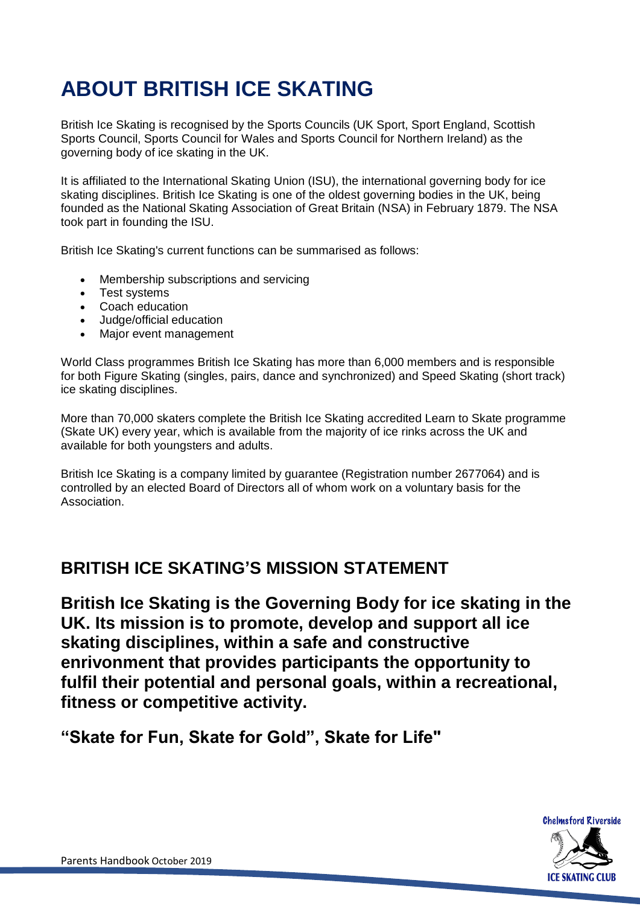# ABOUT BRITISH ICE SKATING

British Ice Skating is recognised by the Sports Councils (UK Sport, Sport England, Scottish Sports Council, Sports Council for Wales and Sports Council for Northern Ireland) as the governing body of ice skating in the UK.

It is affiliated to the International Skating Union (ISU), the international governing body for ice skating disciplines. British Ice Skating is one of the oldest governing bodies in the UK, being founded as the National Skating Association of Great Britain (NSA) in February 1879. The NSA took part in founding the ISU.

British Ice Skating's current functions can be summarised as follows:

- Membership subscriptions and servicing
- Test systems
- Coach education
- Judge/official education
- Major event management

World Class programmes British Ice Skating has more than 6,000 members and is responsible for both Figure Skating (singles, pairs, dance and synchronized) and Speed Skating (short track) ice skating disciplines.

More than 70,000 skaters complete the British Ice Skating accredited Learn to Skate programme (Skate UK) every year, which is available from the majority of ice rinks across the UK and available for both youngsters and adults.

British Ice Skating is a company limited by guarantee (Registration number 2677064) and is controlled by an elected Board of Directors all of whom work on a voluntary basis for the Association.

## BRITISH ICE SKATING'S MISSION STATEMENT

**British Ice Skating is the Governing Body for ice skating in the UK. Its mission is to promote, develop and support all ice skating disciplines, within a safe and constructive enrivonment that provides participants the opportunity to fulfil their potential and personal goals, within a recreational, fitness or competitive activity.**

**"Skate for Fun, Skate for Gold", Skate for Life"**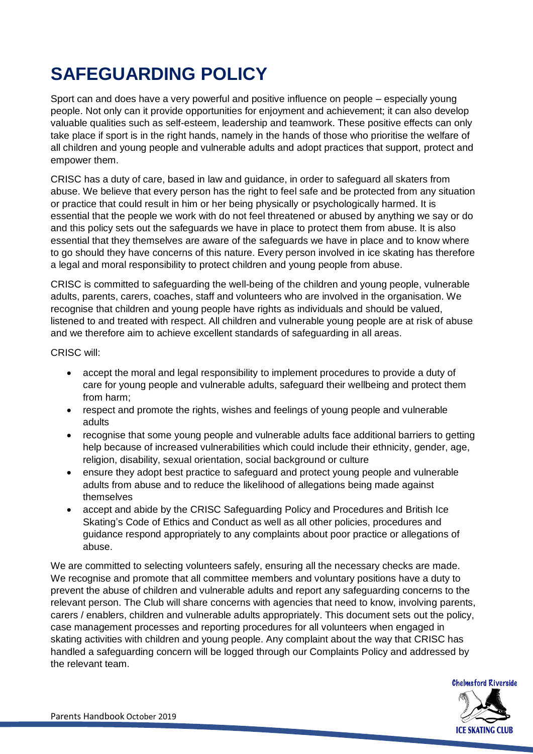# SAFEGUARDING POLICY

Sport can and does have a very powerful and positive influence on people – especially young people. Not only can it provide opportunities for enjoyment and achievement; it can also develop valuable qualities such as self-esteem, leadership and teamwork. These positive effects can only take place if sport is in the right hands, namely in the hands of those who prioritise the welfare of all children and young people and vulnerable adults and adopt practices that support, protect and empower them.

CRISC has a duty of care, based in law and guidance, in order to safeguard all skaters from abuse. We believe that every person has the right to feel safe and be protected from any situation or practice that could result in him or her being physically or psychologically harmed. It is essential that the people we work with do not feel threatened or abused by anything we say or do and this policy sets out the safeguards we have in place to protect them from abuse. It is also essential that they themselves are aware of the safeguards we have in place and to know where to go should they have concerns of this nature. Every person involved in ice skating has therefore a legal and moral responsibility to protect children and young people from abuse.

CRISC is committed to safeguarding the well-being of the children and young people, vulnerable adults, parents, carers, coaches, staff and volunteers who are involved in the organisation. We recognise that children and young people have rights as individuals and should be valued, listened to and treated with respect. All children and vulnerable young people are at risk of abuse and we therefore aim to achieve excellent standards of safeguarding in all areas.

CRISC will:

- accept the moral and legal responsibility to implement procedures to provide a duty of care for young people and vulnerable adults, safeguard their wellbeing and protect them from harm;
- respect and promote the rights, wishes and feelings of young people and vulnerable adults
- recognise that some young people and vulnerable adults face additional barriers to getting help because of increased vulnerabilities which could include their ethnicity, gender, age, religion, disability, sexual orientation, social background or culture
- ensure they adopt best practice to safeguard and protect young people and vulnerable adults from abuse and to reduce the likelihood of allegations being made against themselves
- accept and abide by the CRISC Safeguarding Policy and Procedures and British Ice Skating's Code of Ethics and Conduct as well as all other policies, procedures and guidance respond appropriately to any complaints about poor practice or allegations of abuse.

We are committed to selecting volunteers safely, ensuring all the necessary checks are made. We recognise and promote that all committee members and voluntary positions have a duty to prevent the abuse of children and vulnerable adults and report any safeguarding concerns to the relevant person. The Club will share concerns with agencies that need to know, involving parents, carers / enablers, children and vulnerable adults appropriately. This document sets out the policy, case management processes and reporting procedures for all volunteers when engaged in skating activities with children and young people. Any complaint about the way that CRISC has handled a safeguarding concern will be logged through our Complaints Policy and addressed by the relevant team.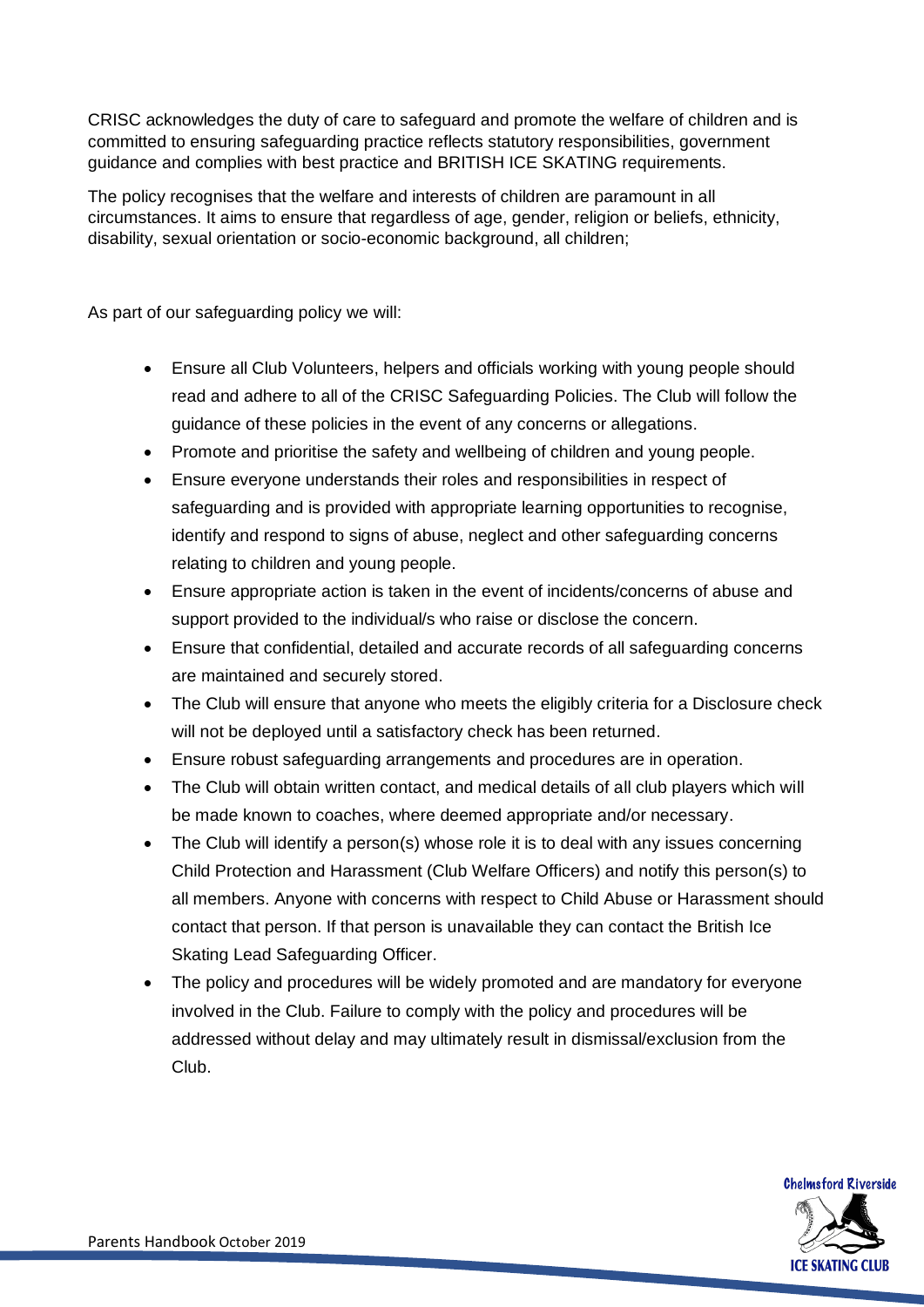CRISC acknowledges the duty of care to safeguard and promote the welfare of children and is committed to ensuring safeguarding practice reflects statutory responsibilities, government guidance and complies with best practice and BRITISH ICE SKATING requirements.

The policy recognises that the welfare and interests of children are paramount in all circumstances. It aims to ensure that regardless of age, gender, religion or beliefs, ethnicity, disability, sexual orientation or socio-economic background, all children;

As part of our safeguarding policy we will:

- Ensure all Club Volunteers, helpers and officials working with young people should read and adhere to all of the CRISC Safeguarding Policies. The Club will follow the guidance of these policies in the event of any concerns or allegations.
- Promote and prioritise the safety and wellbeing of children and young people.
- Ensure everyone understands their roles and responsibilities in respect of safeguarding and is provided with appropriate learning opportunities to recognise, identify and respond to signs of abuse, neglect and other safeguarding concerns relating to children and young people.
- Ensure appropriate action is taken in the event of incidents/concerns of abuse and support provided to the individual/s who raise or disclose the concern.
- Ensure that confidential, detailed and accurate records of all safeguarding concerns are maintained and securely stored.
- The Club will ensure that anyone who meets the eligibly criteria for a Disclosure check will not be deployed until a satisfactory check has been returned.
- Ensure robust safeguarding arrangements and procedures are in operation.
- The Club will obtain written contact, and medical details of all club players which will be made known to coaches, where deemed appropriate and/or necessary.
- The Club will identify a person(s) whose role it is to deal with any issues concerning Child Protection and Harassment (Club Welfare Officers) and notify this person(s) to all members. Anyone with concerns with respect to Child Abuse or Harassment should contact that person. If that person is unavailable they can contact the British Ice Skating Lead Safeguarding Officer.
- The policy and procedures will be widely promoted and are mandatory for everyone involved in the Club. Failure to comply with the policy and procedures will be addressed without delay and may ultimately result in dismissal/exclusion from the Club.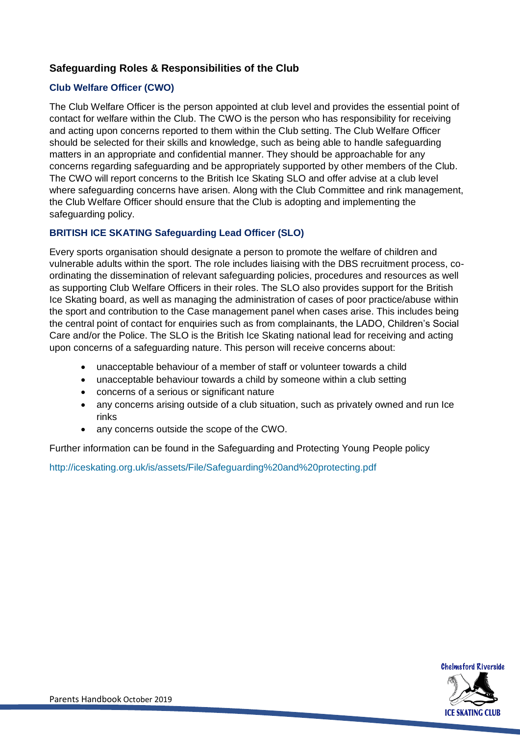## Safeguarding Roles & Responsibilities of the Club

### Club Welfare Officer (CWO)

The Club Welfare Officer is the person appointed at club level and provides the essential point of contact for welfare within the Club. The CWO is the person who has responsibility for receiving and acting upon concerns reported to them within the Club setting. The Club Welfare Officer should be selected for their skills and knowledge, such as being able to handle safeguarding matters in an appropriate and confidential manner. They should be approachable for any concerns regarding safeguarding and be appropriately supported by other members of the Club. The CWO will report concerns to the British Ice Skating SLO and offer advise at a club level where safeguarding concerns have arisen. Along with the Club Committee and rink management, the Club Welfare Officer should ensure that the Club is adopting and implementing the safeguarding policy.

### BRITISH ICE SKATING Safeguarding Lead Officer (SLO)

Every sports organisation should designate a person to promote the welfare of children and vulnerable adults within the sport. The role includes liaising with the DBS recruitment process, co-ordinating the dissemination of relevant safeguarding policies, procedures and resources as well as supporting Club Welfare Officers in their roles. The SLO also provides support for the British Ice Skating board, as well as managing the administration of cases of poor practice/abuse within the sport and contribution to the Case management panel when cases arise. This includes being the central point of contact for enquiries such as from complainants, the LADO, Children's Social Care and/or the Police. The SLO is the British Ice Skating national lead for receiving and acting upon concerns of a safeguarding nature. This person will receive concerns about:

- unacceptable behaviour of a member of staff or volunteer towards a child
- unacceptable behaviour towards a child by someone within a club setting
- concerns of a serious or significant nature
- any concerns arising outside of a club situation, such as privately owned and run Ice rinks
- any concerns outside the scope of the CWO.

Further information can be found in the Safeguarding and Protecting Young People policy

http://iceskating.org.uk/is/assets/File/Safeguarding%20and%20protecting.pdf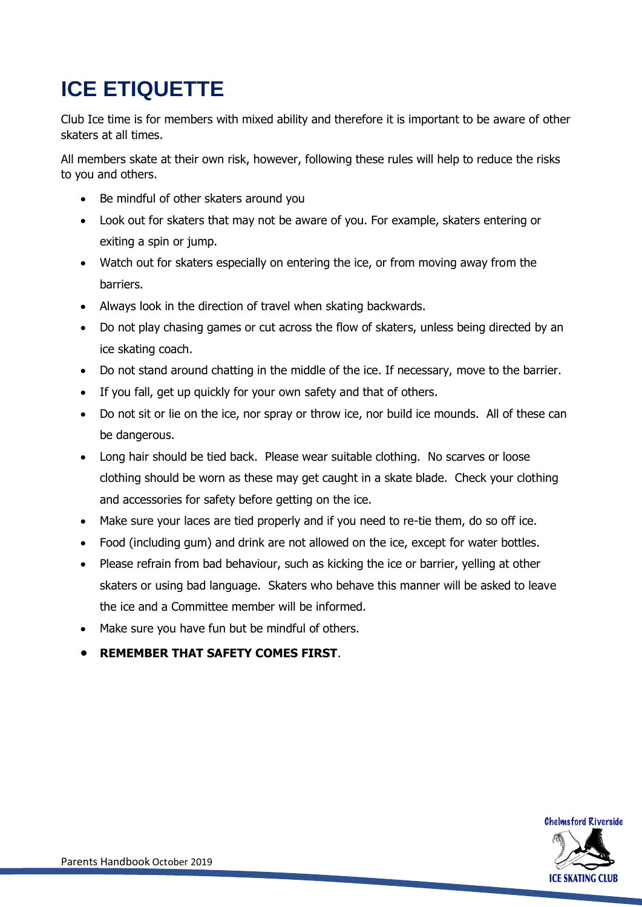# ICE ETIQUETTE

Club Ice time is for members with mixed ability and therefore it is important to be aware of other skaters at all times.

All members skate at their own risk, however, following these rules will help to reduce the risks to you and others.

- Be mindful of other skaters around you
- Look out for skaters that may not be aware of you. For example, skaters entering or exiting a spin or jump.
- Watch out for skaters especially on entering the ice, or from moving away from the barriers.
- Always look in the direction of travel when skating backwards.
- Do not play chasing games or cut across the flow of skaters, unless being directed by an ice skating coach.
- Do not stand around chatting in the middle of the ice. If necessary, move to the barrier.
- If you fall, get up quickly for your own safety and that of others.
- Do not sit or lie on the ice, nor spray or throw ice, nor build ice mounds. All of these can be dangerous.
- Long hair should be tied back. Please wear suitable clothing. No scarves or loose clothing should be worn as these may get caught in a skate blade. Check your clothing and accessories for safety before getting on the ice.
- Make sure your laces are tied properly and if you need to re-tie them, do so off ice.
- Food (including gum) and drink are not allowed on the ice, except for water bottles.
- Please refrain from bad behaviour, such as kicking the ice or barrier, yelling at other skaters or using bad language. Skaters who behave this manner will be asked to leave the ice and a Committee member will be informed.
- Make sure you have fun but be mindful of others.
- **REMEMBER THAT SAFETY COMES FIRST**.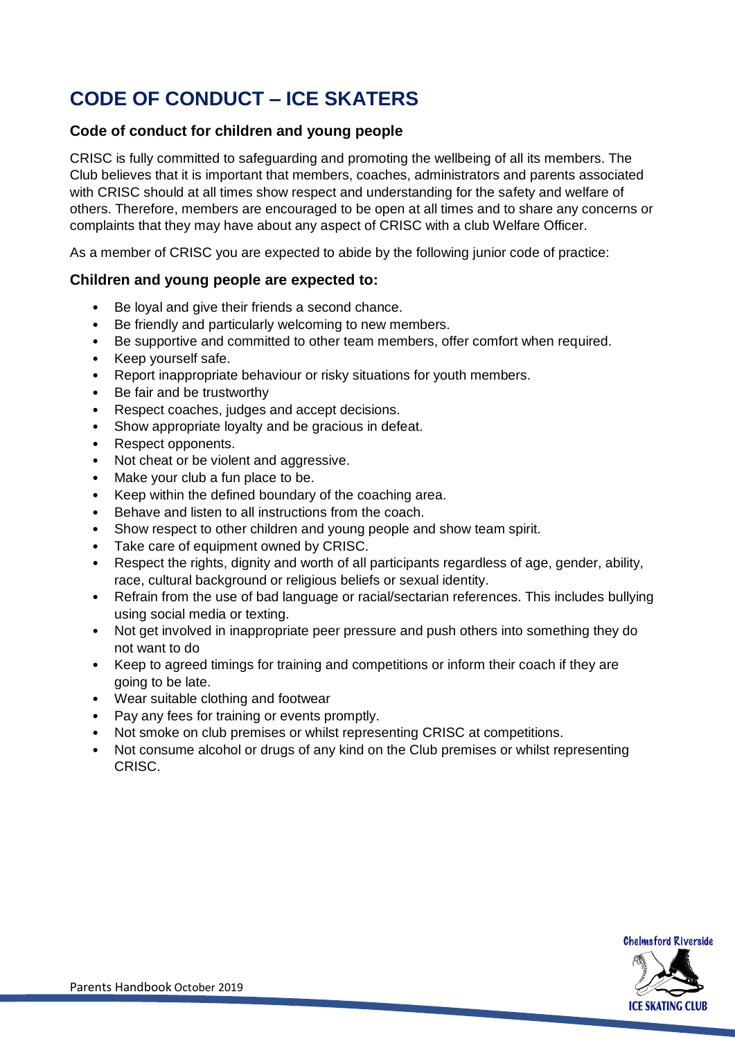# CODE OF CONDUCT – ICE SKATERS

### Code of conduct for children and young people

CRISC is fully committed to safeguarding and promoting the wellbeing of all its members. The Club believes that it is important that members, coaches, administrators and parents associated with CRISC should at all times show respect and understanding for the safety and welfare of others. Therefore, members are encouraged to be open at all times and to share any concerns or complaints that they may have about any aspect of CRISC with a club Welfare Officer.

As a member of CRISC you are expected to abide by the following junior code of practice:

### Children and young people are expected to:

- Be loyal and give their friends a second chance.
- Be friendly and particularly welcoming to new members.
- Be supportive and committed to other team members, offer comfort when required.
- Keep yourself safe.
- Report inappropriate behaviour or risky situations for youth members.
- Be fair and be trustworthy
- Respect coaches, judges and accept decisions.
- Show appropriate loyalty and be gracious in defeat.
- Respect opponents.
- Not cheat or be violent and aggressive.
- Make your club a fun place to be.
- Keep within the defined boundary of the coaching area.
- Behave and listen to all instructions from the coach.
- Show respect to other children and young people and show team spirit.
- Take care of equipment owned by CRISC.
- Respect the rights, dignity and worth of all participants regardless of age, gender, ability, race, cultural background or religious beliefs or sexual identity.
- Refrain from the use of bad language or racial/sectarian references. This includes bullying using social media or texting.
- Not get involved in inappropriate peer pressure and push others into something they do not want to do
- Keep to agreed timings for training and competitions or inform their coach if they are going to be late.
- Wear suitable clothing and footwear
- Pay any fees for training or events promptly.
- Not smoke on club premises or whilst representing CRISC at competitions.
- Not consume alcohol or drugs of any kind on the Club premises or whilst representing CRISC.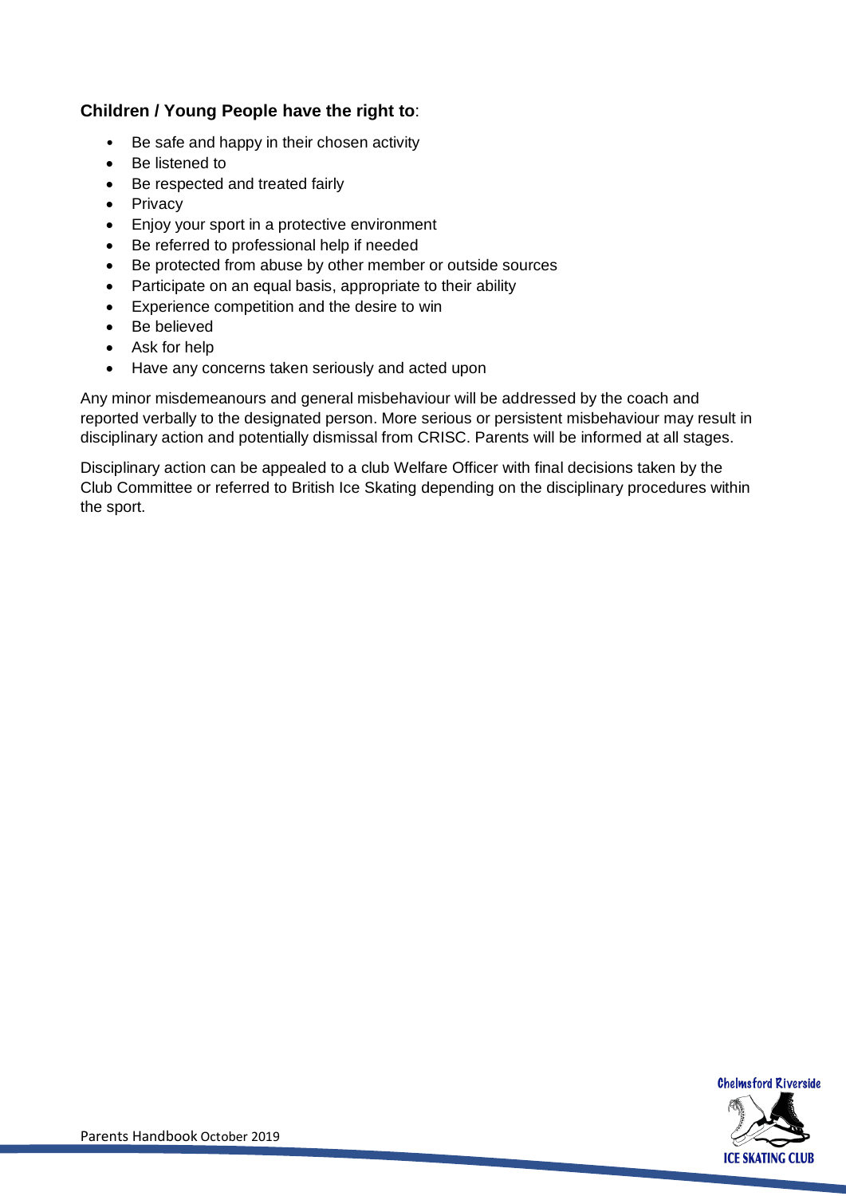**Children / Young People have the right to**:

- Be safe and happy in their chosen activity
- Be listened to
- Be respected and treated fairly
- Privacy
- Enjoy your sport in a protective environment
- Be referred to professional help if needed
- Be protected from abuse by other member or outside sources
- Participate on an equal basis, appropriate to their ability
- Experience competition and the desire to win
- Be believed
- Ask for help
- Have any concerns taken seriously and acted upon

Any minor misdemeanours and general misbehaviour will be addressed by the coach and reported verbally to the designated person. More serious or persistent misbehaviour may result in disciplinary action and potentially dismissal from CRISC. Parents will be informed at all stages.

Disciplinary action can be appealed to a club Welfare Officer with final decisions taken by the Club Committee or referred to British Ice Skating depending on the disciplinary procedures within the sport.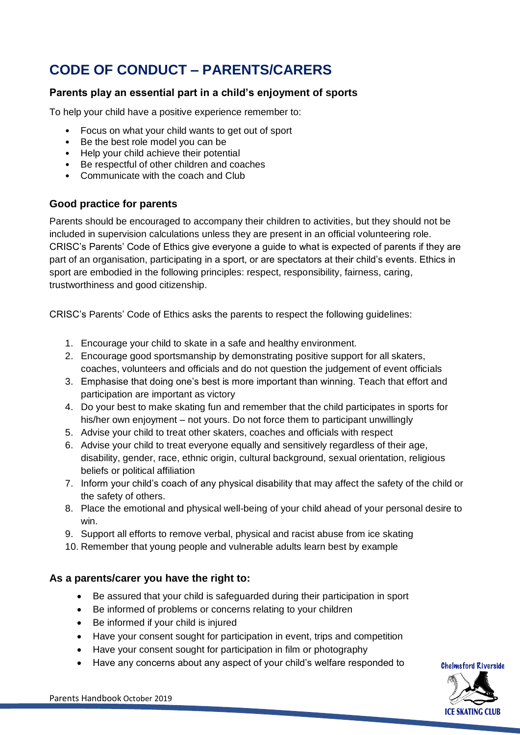# CODE OF CONDUCT – PARENTS/CARERS

### Parents play an essential part in a child's enjoyment of sports

To help your child have a positive experience remember to:

- Focus on what your child wants to get out of sport
- Be the best role model you can be
- Help your child achieve their potential
- Be respectful of other children and coaches
- Communicate with the coach and Club

### Good practice for parents

Parents should be encouraged to accompany their children to activities, but they should not be included in supervision calculations unless they are present in an official volunteering role. CRISC's Parents' Code of Ethics give everyone a guide to what is expected of parents if they are part of an organisation, participating in a sport, or are spectators at their child's events. Ethics in sport are embodied in the following principles: respect, responsibility, fairness, caring, trustworthiness and good citizenship.

CRISC's Parents' Code of Ethics asks the parents to respect the following guidelines:

1. Encourage your child to skate in a safe and healthy environment.
2. Encourage good sportsmanship by demonstrating positive support for all skaters, coaches, volunteers and officials and do not question the judgement of event officials
3. Emphasise that doing one's best is more important than winning. Teach that effort and participation are important as victory
4. Do your best to make skating fun and remember that the child participates in sports for his/her own enjoyment – not yours. Do not force them to participant unwillingly
5. Advise your child to treat other skaters, coaches and officials with respect
6. Advise your child to treat everyone equally and sensitively regardless of their age, disability, gender, race, ethnic origin, cultural background, sexual orientation, religious beliefs or political affiliation
7. Inform your child's coach of any physical disability that may affect the safety of the child or the safety of others.
8. Place the emotional and physical well-being of your child ahead of your personal desire to win.
9. Support all efforts to remove verbal, physical and racist abuse from ice skating
10. Remember that young people and vulnerable adults learn best by example

### As a parents/carer you have the right to:

- Be assured that your child is safeguarded during their participation in sport
- Be informed of problems or concerns relating to your children
- Be informed if your child is injured
- Have your consent sought for participation in event, trips and competition
- Have your consent sought for participation in film or photography
- Have any concerns about any aspect of your child's welfare responded to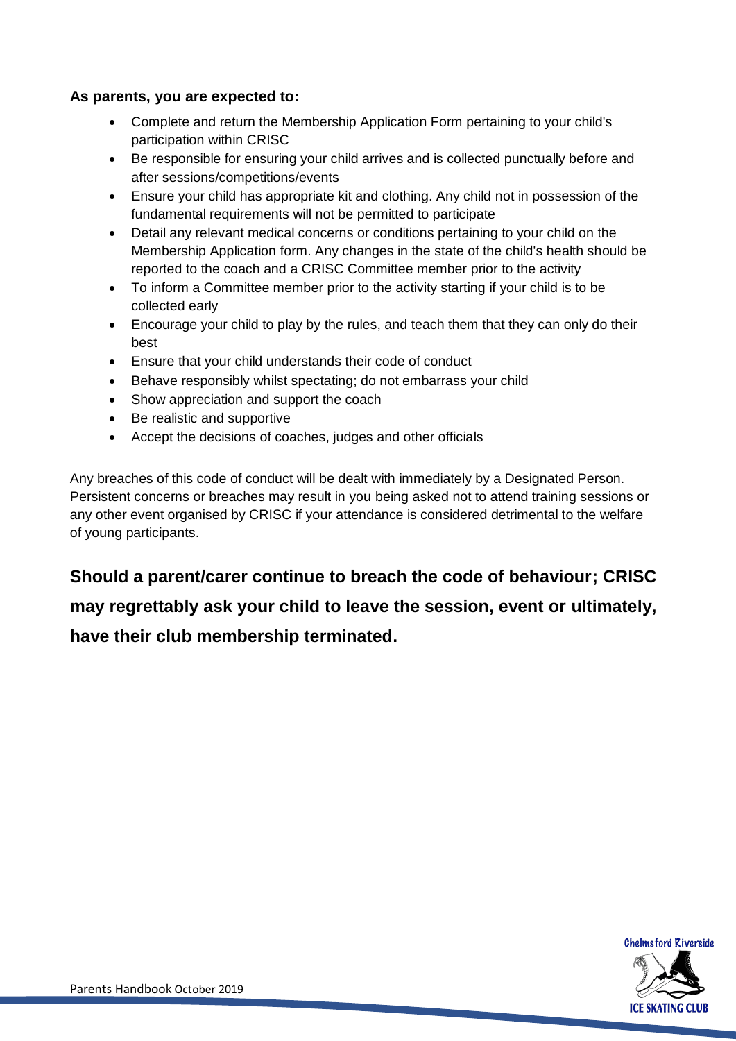**As parents, you are expected to:**

- Complete and return the Membership Application Form pertaining to your child's participation within CRISC
- Be responsible for ensuring your child arrives and is collected punctually before and after sessions/competitions/events
- Ensure your child has appropriate kit and clothing. Any child not in possession of the fundamental requirements will not be permitted to participate
- Detail any relevant medical concerns or conditions pertaining to your child on the Membership Application form. Any changes in the state of the child's health should be reported to the coach and a CRISC Committee member prior to the activity
- To inform a Committee member prior to the activity starting if your child is to be collected early
- Encourage your child to play by the rules, and teach them that they can only do their best
- Ensure that your child understands their code of conduct
- Behave responsibly whilst spectating; do not embarrass your child
- Show appreciation and support the coach
- Be realistic and supportive
- Accept the decisions of coaches, judges and other officials

Any breaches of this code of conduct will be dealt with immediately by a Designated Person. Persistent concerns or breaches may result in you being asked not to attend training sessions or any other event organised by CRISC if your attendance is considered detrimental to the welfare of young participants.

**Should a parent/carer continue to breach the code of behaviour; CRISC may regrettably ask your child to leave the session, event or ultimately, have their club membership terminated.**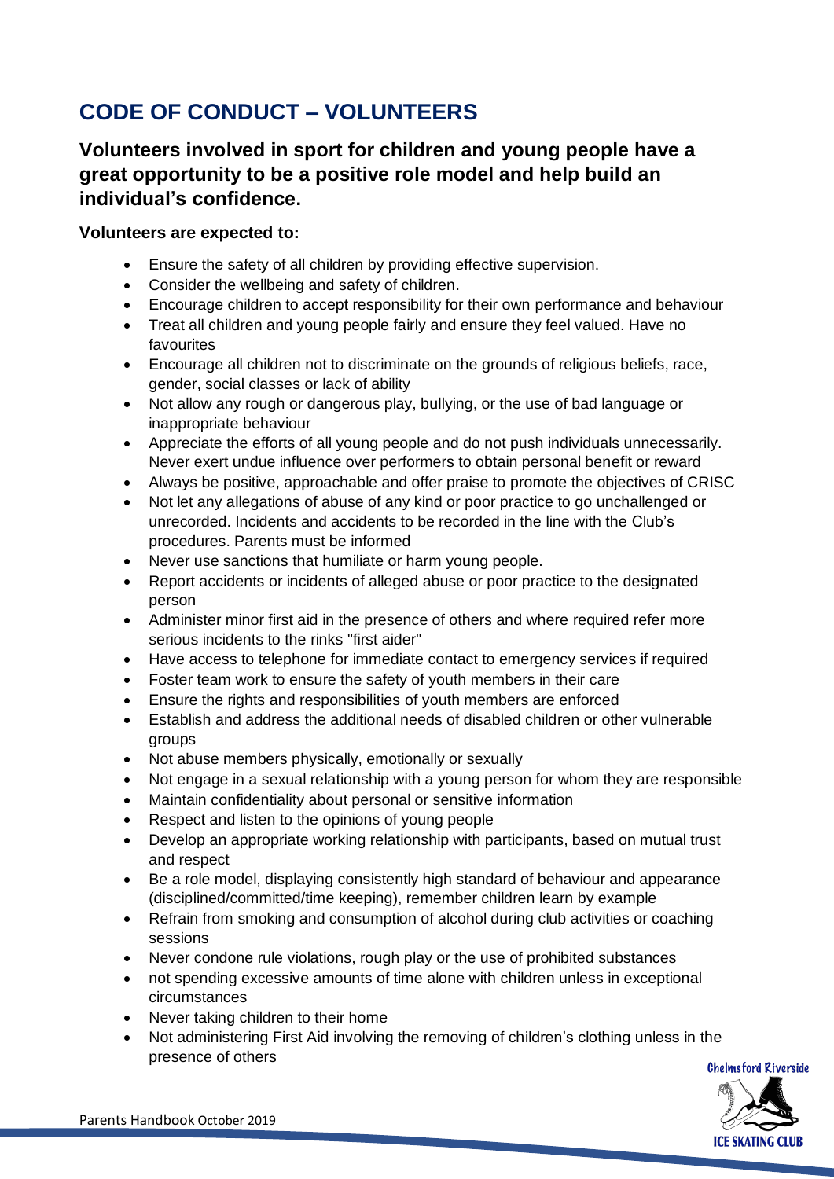# CODE OF CONDUCT – VOLUNTEERS

## Volunteers involved in sport for children and young people have a great opportunity to be a positive role model and help build an individual's confidence.

**Volunteers are expected to:**

- Ensure the safety of all children by providing effective supervision.
- Consider the wellbeing and safety of children.
- Encourage children to accept responsibility for their own performance and behaviour
- Treat all children and young people fairly and ensure they feel valued. Have no favourites
- Encourage all children not to discriminate on the grounds of religious beliefs, race, gender, social classes or lack of ability
- Not allow any rough or dangerous play, bullying, or the use of bad language or inappropriate behaviour
- Appreciate the efforts of all young people and do not push individuals unnecessarily. Never exert undue influence over performers to obtain personal benefit or reward
- Always be positive, approachable and offer praise to promote the objectives of CRISC
- Not let any allegations of abuse of any kind or poor practice to go unchallenged or unrecorded. Incidents and accidents to be recorded in the line with the Club's procedures. Parents must be informed
- Never use sanctions that humiliate or harm young people.
- Report accidents or incidents of alleged abuse or poor practice to the designated person
- Administer minor first aid in the presence of others and where required refer more serious incidents to the rinks "first aider"
- Have access to telephone for immediate contact to emergency services if required
- Foster team work to ensure the safety of youth members in their care
- Ensure the rights and responsibilities of youth members are enforced
- Establish and address the additional needs of disabled children or other vulnerable groups
- Not abuse members physically, emotionally or sexually
- Not engage in a sexual relationship with a young person for whom they are responsible
- Maintain confidentiality about personal or sensitive information
- Respect and listen to the opinions of young people
- Develop an appropriate working relationship with participants, based on mutual trust and respect
- Be a role model, displaying consistently high standard of behaviour and appearance (disciplined/committed/time keeping), remember children learn by example
- Refrain from smoking and consumption of alcohol during club activities or coaching sessions
- Never condone rule violations, rough play or the use of prohibited substances
- not spending excessive amounts of time alone with children unless in exceptional circumstances
- Never taking children to their home
- Not administering First Aid involving the removing of children's clothing unless in the presence of others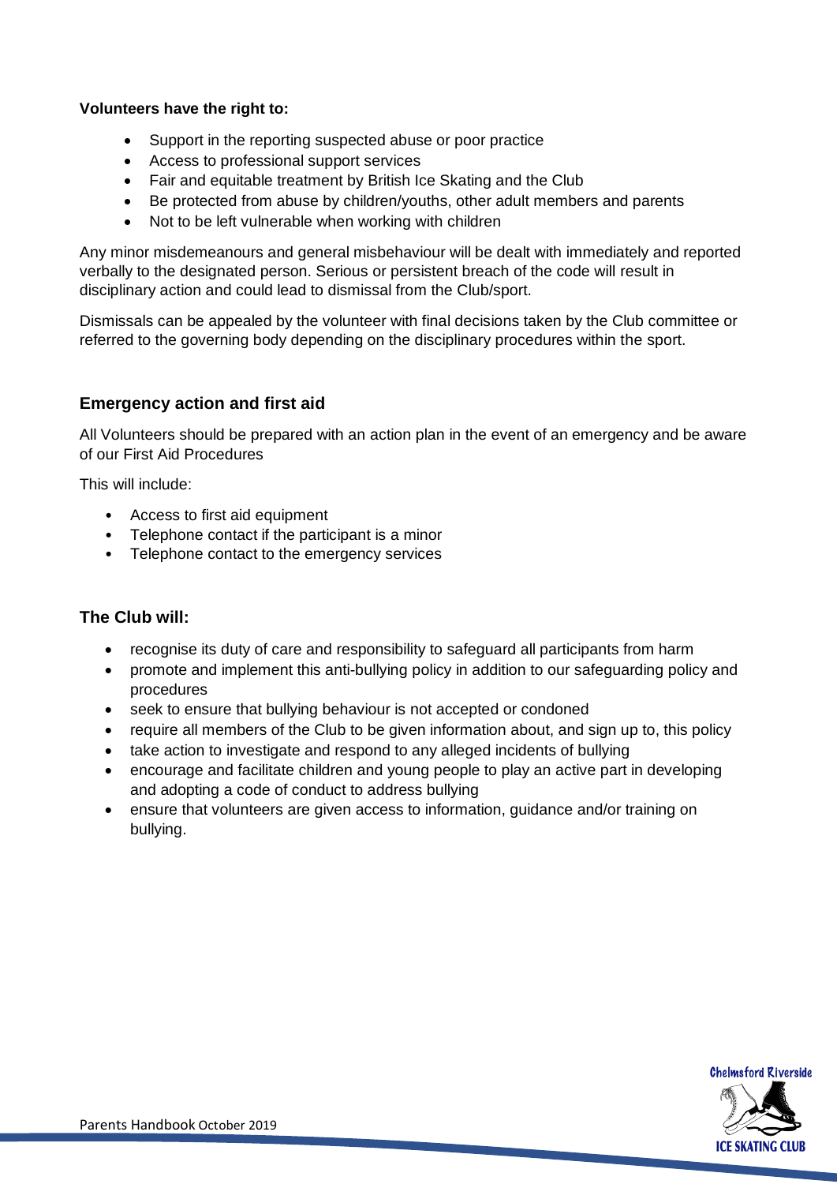**Volunteers have the right to:**

- Support in the reporting suspected abuse or poor practice
- Access to professional support services
- Fair and equitable treatment by British Ice Skating and the Club
- Be protected from abuse by children/youths, other adult members and parents
- Not to be left vulnerable when working with children

Any minor misdemeanours and general misbehaviour will be dealt with immediately and reported verbally to the designated person. Serious or persistent breach of the code will result in disciplinary action and could lead to dismissal from the Club/sport.

Dismissals can be appealed by the volunteer with final decisions taken by the Club committee or referred to the governing body depending on the disciplinary procedures within the sport.

## Emergency action and first aid

All Volunteers should be prepared with an action plan in the event of an emergency and be aware of our First Aid Procedures

This will include:

- Access to first aid equipment
- Telephone contact if the participant is a minor
- Telephone contact to the emergency services

## The Club will:

- recognise its duty of care and responsibility to safeguard all participants from harm
- promote and implement this anti-bullying policy in addition to our safeguarding policy and procedures
- seek to ensure that bullying behaviour is not accepted or condoned
- require all members of the Club to be given information about, and sign up to, this policy
- take action to investigate and respond to any alleged incidents of bullying
- encourage and facilitate children and young people to play an active part in developing and adopting a code of conduct to address bullying
- ensure that volunteers are given access to information, guidance and/or training on bullying.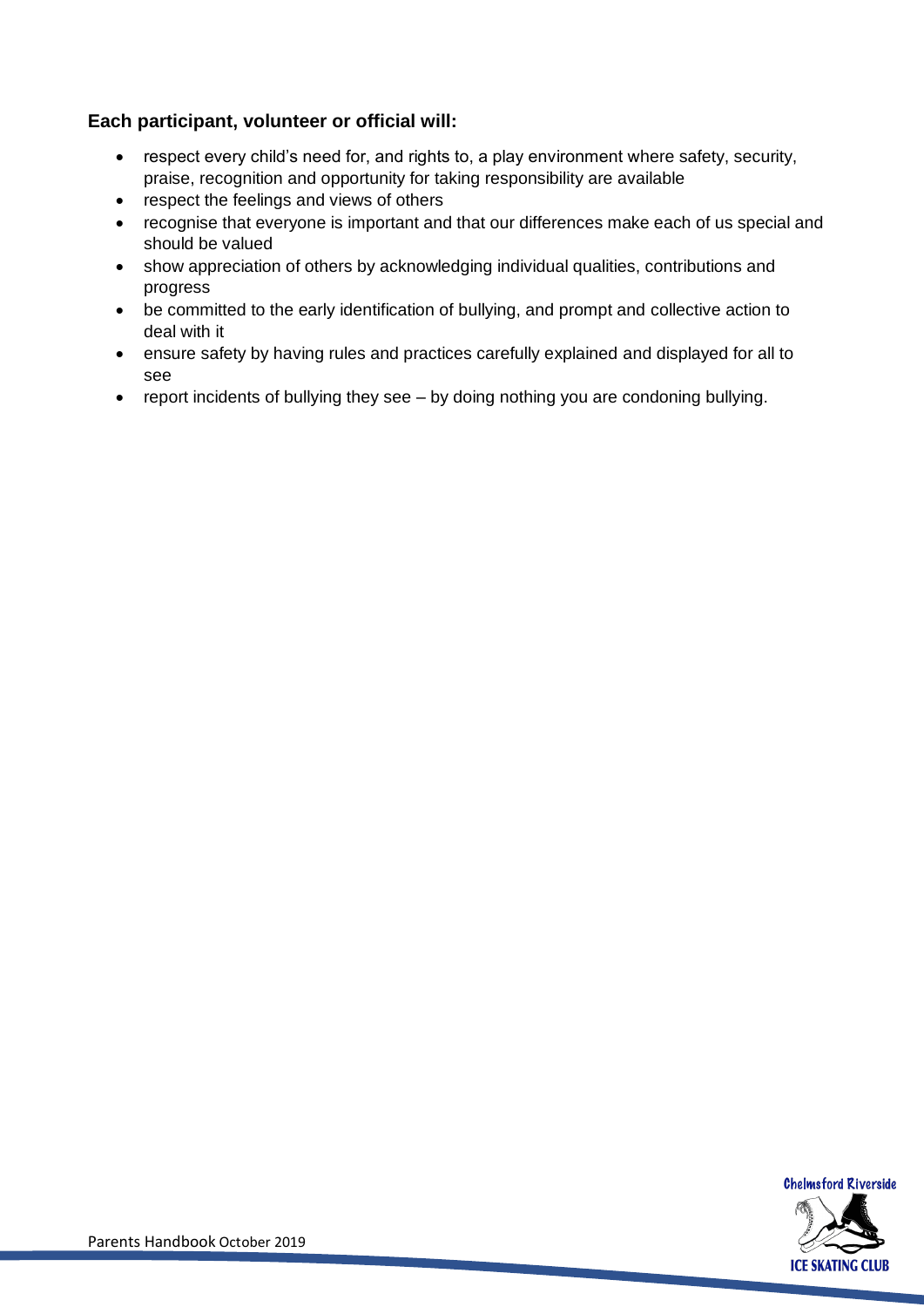**Each participant, volunteer or official will:**

- respect every child's need for, and rights to, a play environment where safety, security, praise, recognition and opportunity for taking responsibility are available
- respect the feelings and views of others
- recognise that everyone is important and that our differences make each of us special and should be valued
- show appreciation of others by acknowledging individual qualities, contributions and progress
- be committed to the early identification of bullying, and prompt and collective action to deal with it
- ensure safety by having rules and practices carefully explained and displayed for all to see
- report incidents of bullying they see – by doing nothing you are condoning bullying.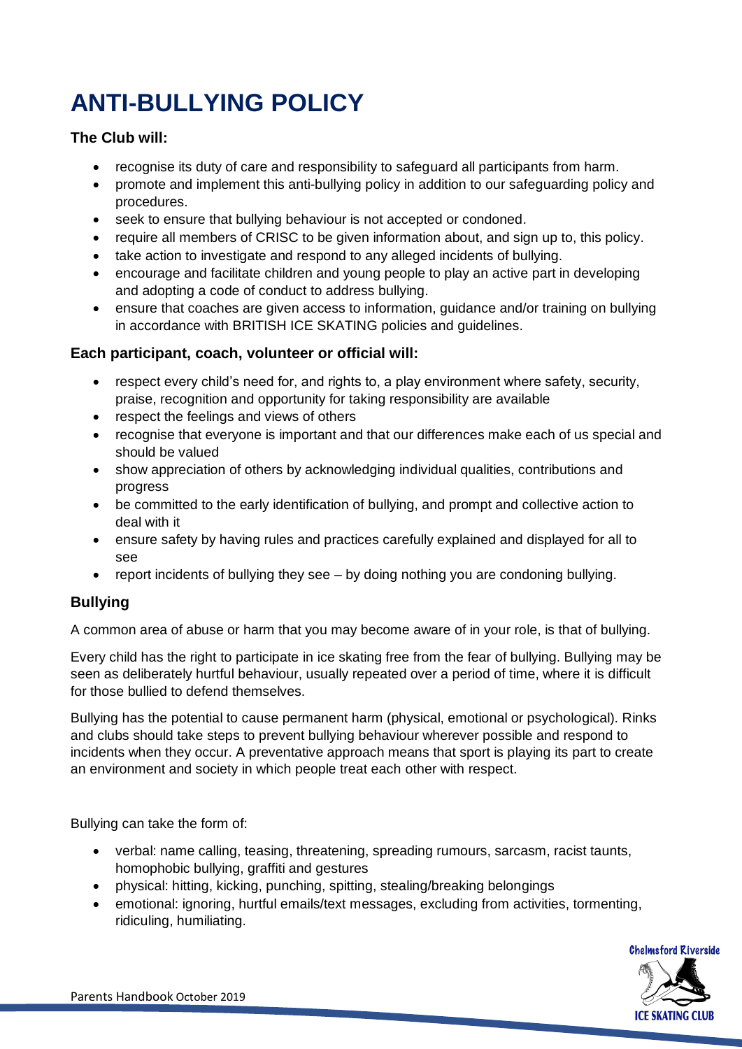# ANTI-BULLYING POLICY

**The Club will:**

- recognise its duty of care and responsibility to safeguard all participants from harm.
- promote and implement this anti-bullying policy in addition to our safeguarding policy and procedures.
- seek to ensure that bullying behaviour is not accepted or condoned.
- require all members of CRISC to be given information about, and sign up to, this policy.
- take action to investigate and respond to any alleged incidents of bullying.
- encourage and facilitate children and young people to play an active part in developing and adopting a code of conduct to address bullying.
- ensure that coaches are given access to information, guidance and/or training on bullying in accordance with BRITISH ICE SKATING policies and guidelines.

**Each participant, coach, volunteer or official will:**

- respect every child's need for, and rights to, a play environment where safety, security, praise, recognition and opportunity for taking responsibility are available
- respect the feelings and views of others
- recognise that everyone is important and that our differences make each of us special and should be valued
- show appreciation of others by acknowledging individual qualities, contributions and progress
- be committed to the early identification of bullying, and prompt and collective action to deal with it
- ensure safety by having rules and practices carefully explained and displayed for all to see
- report incidents of bullying they see – by doing nothing you are condoning bullying.

### Bullying

A common area of abuse or harm that you may become aware of in your role, is that of bullying.

Every child has the right to participate in ice skating free from the fear of bullying. Bullying may be seen as deliberately hurtful behaviour, usually repeated over a period of time, where it is difficult for those bullied to defend themselves.

Bullying has the potential to cause permanent harm (physical, emotional or psychological). Rinks and clubs should take steps to prevent bullying behaviour wherever possible and respond to incidents when they occur. A preventative approach means that sport is playing its part to create an environment and society in which people treat each other with respect.

Bullying can take the form of:

- verbal: name calling, teasing, threatening, spreading rumours, sarcasm, racist taunts, homophobic bullying, graffiti and gestures
- physical: hitting, kicking, punching, spitting, stealing/breaking belongings
- emotional: ignoring, hurtful emails/text messages, excluding from activities, tormenting, ridiculing, humiliating.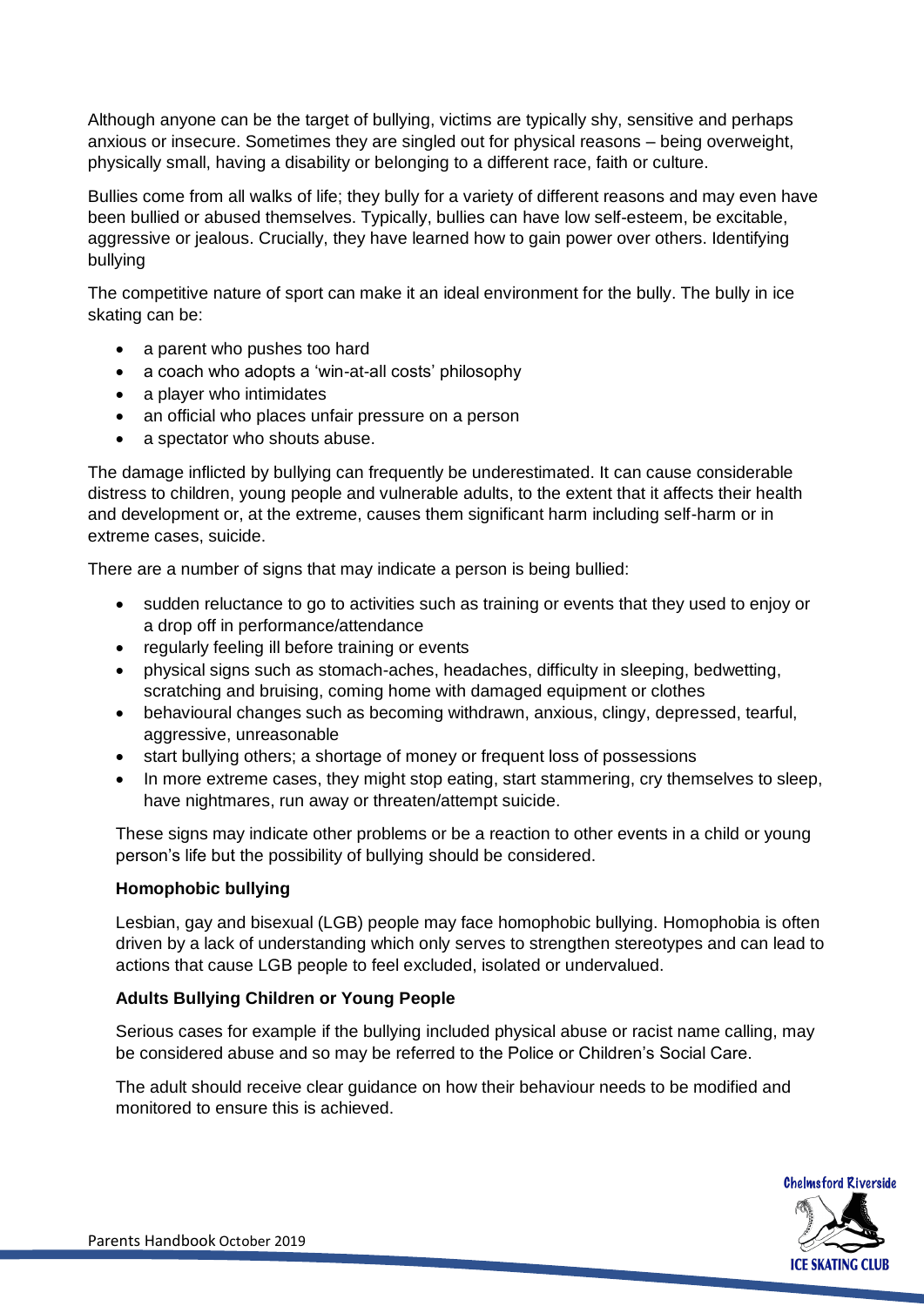Although anyone can be the target of bullying, victims are typically shy, sensitive and perhaps anxious or insecure. Sometimes they are singled out for physical reasons – being overweight, physically small, having a disability or belonging to a different race, faith or culture.

Bullies come from all walks of life; they bully for a variety of different reasons and may even have been bullied or abused themselves. Typically, bullies can have low self-esteem, be excitable, aggressive or jealous. Crucially, they have learned how to gain power over others. Identifying bullying

The competitive nature of sport can make it an ideal environment for the bully. The bully in ice skating can be:

- a parent who pushes too hard
- a coach who adopts a 'win-at-all costs' philosophy
- a player who intimidates
- an official who places unfair pressure on a person
- a spectator who shouts abuse.

The damage inflicted by bullying can frequently be underestimated. It can cause considerable distress to children, young people and vulnerable adults, to the extent that it affects their health and development or, at the extreme, causes them significant harm including self-harm or in extreme cases, suicide.

There are a number of signs that may indicate a person is being bullied:

- sudden reluctance to go to activities such as training or events that they used to enjoy or a drop off in performance/attendance
- regularly feeling ill before training or events
- physical signs such as stomach-aches, headaches, difficulty in sleeping, bedwetting, scratching and bruising, coming home with damaged equipment or clothes
- behavioural changes such as becoming withdrawn, anxious, clingy, depressed, tearful, aggressive, unreasonable
- start bullying others; a shortage of money or frequent loss of possessions
- In more extreme cases, they might stop eating, start stammering, cry themselves to sleep, have nightmares, run away or threaten/attempt suicide.

These signs may indicate other problems or be a reaction to other events in a child or young person's life but the possibility of bullying should be considered.

**Homophobic bullying**

Lesbian, gay and bisexual (LGB) people may face homophobic bullying. Homophobia is often driven by a lack of understanding which only serves to strengthen stereotypes and can lead to actions that cause LGB people to feel excluded, isolated or undervalued.

**Adults Bullying Children or Young People**

Serious cases for example if the bullying included physical abuse or racist name calling, may be considered abuse and so may be referred to the Police or Children's Social Care.

The adult should receive clear guidance on how their behaviour needs to be modified and monitored to ensure this is achieved.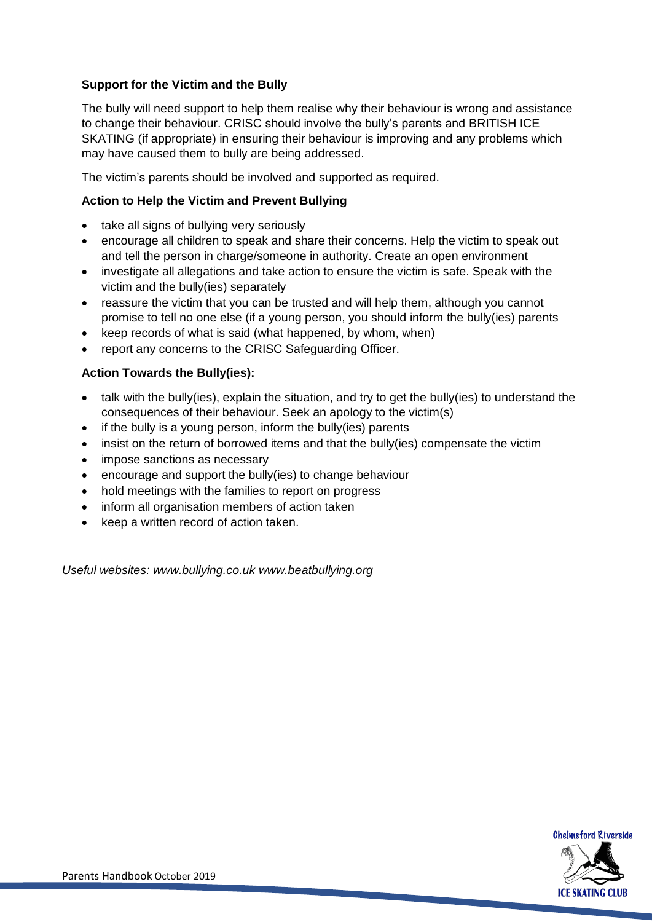### Support for the Victim and the Bully

The bully will need support to help them realise why their behaviour is wrong and assistance to change their behaviour. CRISC should involve the bully's parents and BRITISH ICE SKATING (if appropriate) in ensuring their behaviour is improving and any problems which may have caused them to bully are being addressed.

The victim's parents should be involved and supported as required.

### Action to Help the Victim and Prevent Bullying

- take all signs of bullying very seriously
- encourage all children to speak and share their concerns. Help the victim to speak out and tell the person in charge/someone in authority. Create an open environment
- investigate all allegations and take action to ensure the victim is safe. Speak with the victim and the bully(ies) separately
- reassure the victim that you can be trusted and will help them, although you cannot promise to tell no one else (if a young person, you should inform the bully(ies) parents
- keep records of what is said (what happened, by whom, when)
- report any concerns to the CRISC Safeguarding Officer.

### Action Towards the Bully(ies):

- talk with the bully(ies), explain the situation, and try to get the bully(ies) to understand the consequences of their behaviour. Seek an apology to the victim(s)
- if the bully is a young person, inform the bully(ies) parents
- insist on the return of borrowed items and that the bully(ies) compensate the victim
- impose sanctions as necessary
- encourage and support the bully(ies) to change behaviour
- hold meetings with the families to report on progress
- inform all organisation members of action taken
- keep a written record of action taken.

*Useful websites: www.bullying.co.uk www.beatbullying.org*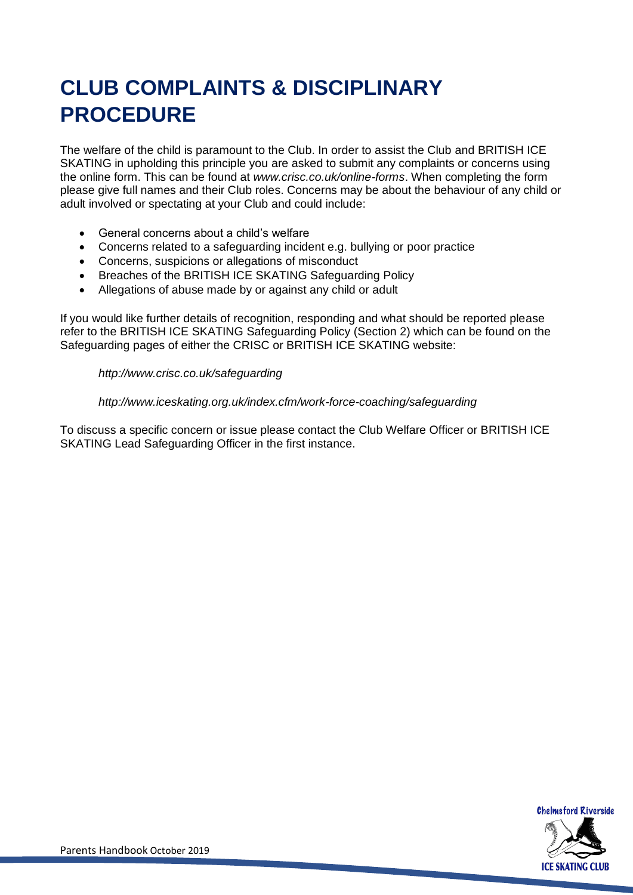# CLUB COMPLAINTS & DISCIPLINARY PROCEDURE

The welfare of the child is paramount to the Club. In order to assist the Club and BRITISH ICE SKATING in upholding this principle you are asked to submit any complaints or concerns using the online form. This can be found at *www.crisc.co.uk/online-forms*. When completing the form please give full names and their Club roles. Concerns may be about the behaviour of any child or adult involved or spectating at your Club and could include:

- General concerns about a child's welfare
- Concerns related to a safeguarding incident e.g. bullying or poor practice
- Concerns, suspicions or allegations of misconduct
- Breaches of the BRITISH ICE SKATING Safeguarding Policy
- Allegations of abuse made by or against any child or adult

If you would like further details of recognition, responding and what should be reported please refer to the BRITISH ICE SKATING Safeguarding Policy (Section 2) which can be found on the Safeguarding pages of either the CRISC or BRITISH ICE SKATING website:

*http://www.crisc.co.uk/safeguarding*

*http://www.iceskating.org.uk/index.cfm/work-force-coaching/safeguarding*

To discuss a specific concern or issue please contact the Club Welfare Officer or BRITISH ICE SKATING Lead Safeguarding Officer in the first instance.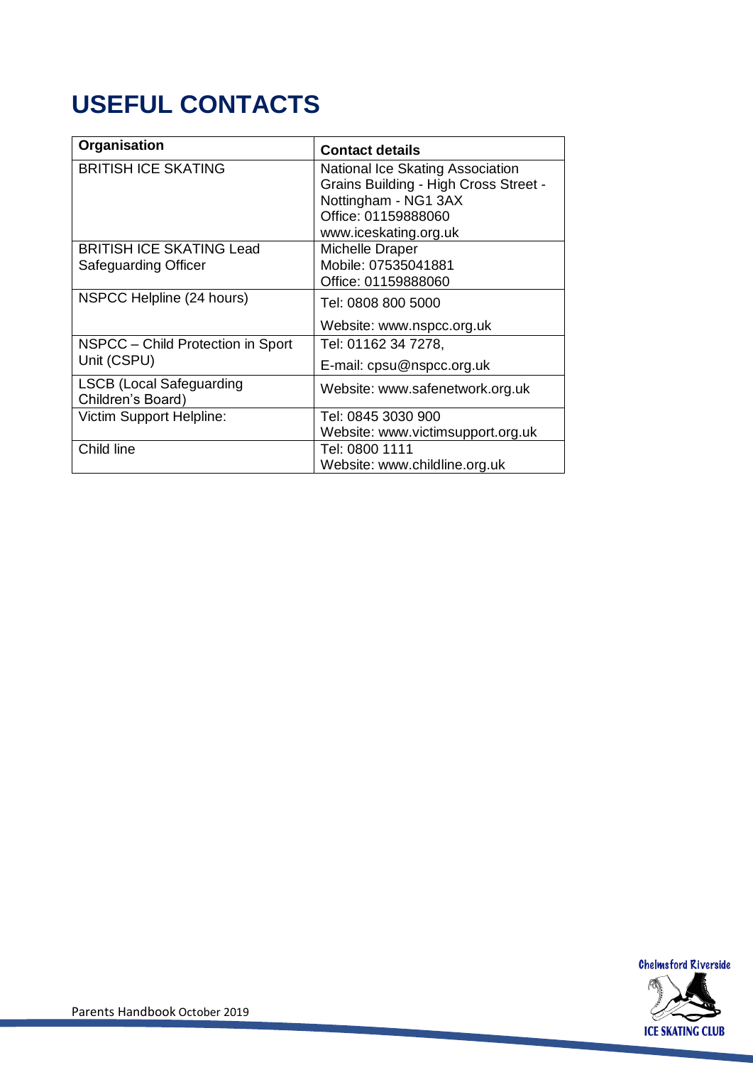# USEFUL CONTACTS

| Organisation | Contact details |
|---|---|
| BRITISH ICE SKATING | National Ice Skating Association<br>Grains Building - High Cross Street - Nottingham - NG1 3AX<br>Office: 01159888060<br>www.iceskating.org.uk |
| BRITISH ICE SKATING Lead Safeguarding Officer | Michelle Draper<br>Mobile: 07535041881<br>Office: 01159888060 |
| NSPCC Helpline (24 hours) | Tel: 0808 800 5000<br>Website: www.nspcc.org.uk |
| NSPCC – Child Protection in Sport Unit (CSPU) | Tel: 01162 34 7278,<br>E-mail: cpsu@nspcc.org.uk |
| LSCB (Local Safeguarding Children's Board) | Website: www.safenetwork.org.uk |
| Victim Support Helpline: | Tel: 0845 3030 900<br>Website: www.victimsupport.org.uk |
| Child line | Tel: 0800 1111<br>Website: www.childline.org.uk |